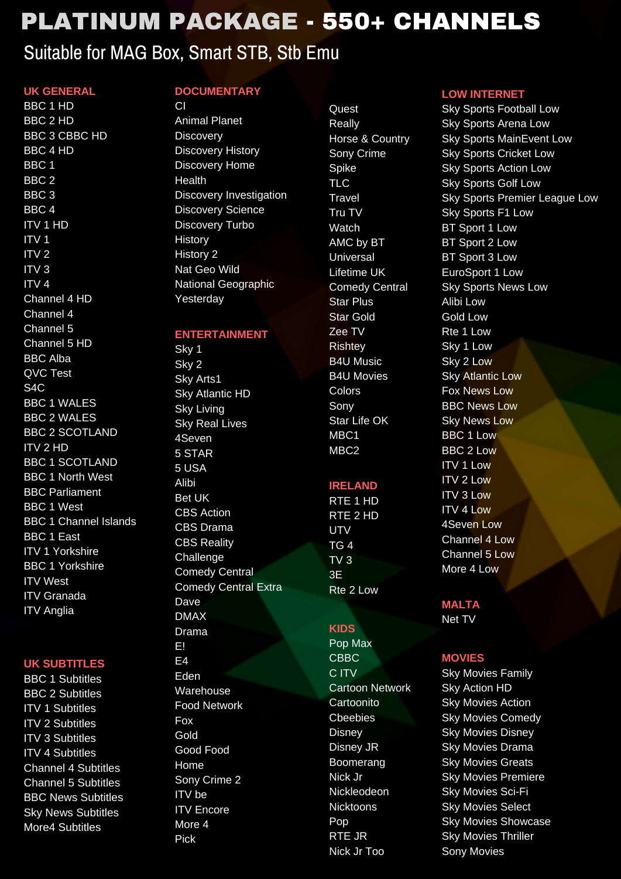# PLATINUM PACKAGE - 550+ CHANNELS

Suitable for MAG Box, Smart STB, Stb Emu

## UK GENERAL

- BBC 1 HD
- BBC 2 HD
- BBC 3 CBBC HD
- BBC 4 HD
- BBC 1
- BBC 2
- BBC 3
- BBC 4
- ITV 1 HD
- ITV 1
- ITV 2
- ITV 3
- ITV 4
- Channel 4 HD
- Channel 4
- Channel 5
- Channel 5 HD
- BBC Alba
- QVC Test
- S4C
- BBC 1 WALES
- BBC 2 WALES
- BBC 2 SCOTLAND
- ITV 2 HD
- BBC 1 SCOTLAND
- BBC 1 North West
- BBC Parliament
- BBC 1 West
- BBC 1 Channel Islands
- BBC 1 East
- ITV 1 Yorkshire
- BBC 1 Yorkshire
- ITV West
- ITV Granada
- ITV Anglia

## UK SUBTITLES

- BBC 1 Subtitles
- BBC 2 Subtitles
- ITV 1 Subtitles
- ITV 2 Subtitles
- ITV 3 Subtitles
- ITV 4 Subtitles
- Channel 4 Subtitles
- Channel 5 Subtitles
- BBC News Subtitles
- Sky News Subtitles
- More4 Subtitles

## DOCUMENTARY

- CI
- Animal Planet
- Discovery
- Discovery History
- Discovery Home
- Health
- Discovery Investigation
- Discovery Science
- Discovery Turbo
- History
- History 2
- Nat Geo Wild
- National Geographic
- Yesterday

## ENTERTAINMENT

- Sky 1
- Sky 2
- Sky Arts1
- Sky Atlantic HD
- Sky Living
- Sky Real Lives
- 4Seven
- 5 STAR
- 5 USA
- Alibi
- Bet UK
- CBS Action
- CBS Drama
- CBS Reality
- Challenge
- Comedy Central
- Comedy Central Extra
- Dave
- DMAX
- Drama
- E!
- E4
- Eden
- Warehouse
- Food Network
- Fox
- Gold
- Good Food
- Home
- Sony Crime 2
- ITV be
- ITV Encore
- More 4
- Pick
- Quest
- Really
- Horse & Country
- Sony Crime
- Spike
- TLC
- Travel
- Tru TV
- Watch
- AMC by BT
- Universal
- Lifetime UK
- Comedy Central
- Star Plus
- Star Gold
- Zee TV
- Rishtey
- B4U Music
- B4U Movies
- Colors
- Sony
- Star Life OK
- MBC1
- MBC2

## IRELAND

- RTE 1 HD
- RTE 2 HD
- UTV
- TG 4
- TV 3
- 3E
- Rte 2 Low

## KIDS

- Pop Max
- CBBC
- C ITV
- Cartoon Network
- Cartoonito
- Cbeebies
- Disney
- Disney JR
- Boomerang
- Nick Jr
- Nickleodeon
- Nicktoons
- Pop
- RTE JR
- Nick Jr Too

## LOW INTERNET

- Sky Sports Football Low
- Sky Sports Arena Low
- Sky Sports MainEvent Low
- Sky Sports Cricket Low
- Sky Sports Action Low
- Sky Sports Golf Low
- Sky Sports Premier League Low
- Sky Sports F1 Low
- BT Sport 1 Low
- BT Sport 2 Low
- BT Sport 3 Low
- EuroSport 1 Low
- Sky Sports News Low
- Alibi Low
- Gold Low
- Rte 1 Low
- Sky 1 Low
- Sky 2 Low
- Sky Atlantic Low
- Fox News Low
- BBC News Low
- Sky News Low
- BBC 1 Low
- BBC 2 Low
- ITV 1 Low
- ITV 2 Low
- ITV 3 Low
- ITV 4 Low
- 4Seven Low
- Channel 4 Low
- Channel 5 Low
- More 4 Low

## MALTA

- Net TV

## MOVIES

- Sky Movies Family
- Sky Action HD
- Sky Movies Action
- Sky Movies Comedy
- Sky Movies Disney
- Sky Movies Drama
- Sky Movies Greats
- Sky Movies Premiere
- Sky Movies Sci-Fi
- Sky Movies Select
- Sky Movies Showcase
- Sky Movies Thriller
- Sony Movies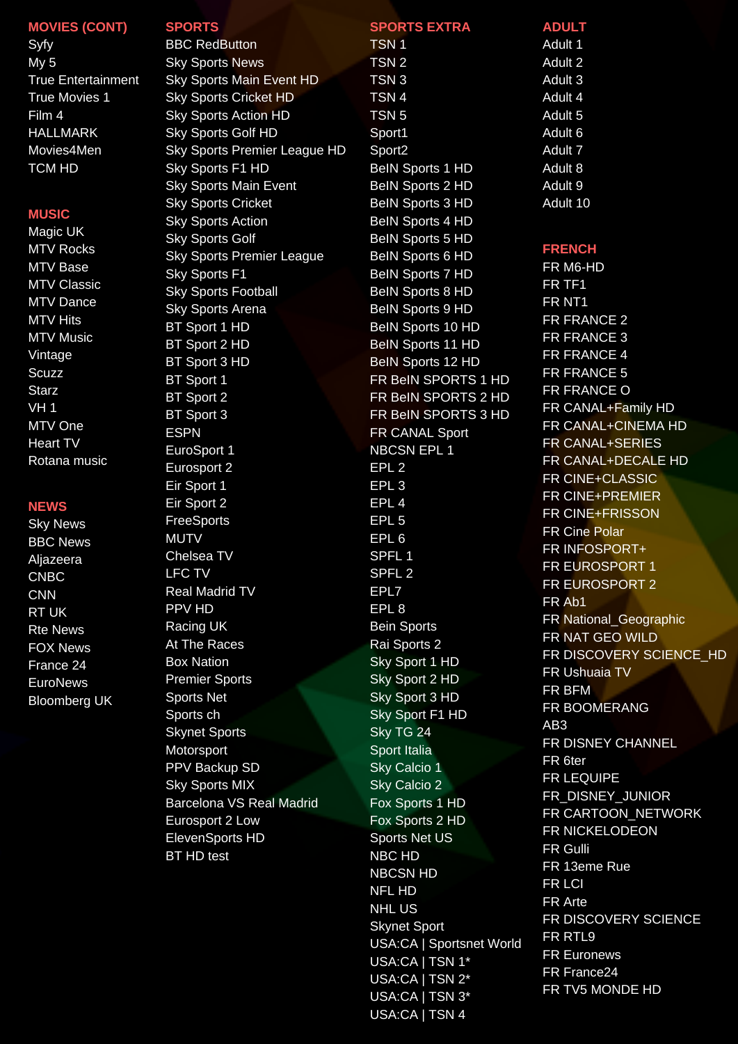## MOVIES (CONT)

Syfy
My 5
True Entertainment
True Movies 1
Film 4
HALLMARK
Movies4Men
TCM HD

## MUSIC

Magic UK
MTV Rocks
MTV Base
MTV Classic
MTV Dance
MTV Hits
MTV Music
Vintage
Scuzz
Starz
VH 1
MTV One
Heart TV
Rotana music

## NEWS

Sky News
BBC News
Aljazeera
CNBC
CNN
RT UK
Rte News
FOX News
France 24
EuroNews
Bloomberg UK

## SPORTS

BBC RedButton
Sky Sports News
Sky Sports Main Event HD
Sky Sports Cricket HD
Sky Sports Action HD
Sky Sports Golf HD
Sky Sports Premier League HD
Sky Sports F1 HD
Sky Sports Main Event
Sky Sports Cricket
Sky Sports Action
Sky Sports Golf
Sky Sports Premier League
Sky Sports F1
Sky Sports Football
Sky Sports Arena
BT Sport 1 HD
BT Sport 2 HD
BT Sport 3 HD
BT Sport 1
BT Sport 2
BT Sport 3
ESPN
EuroSport 1
Eurosport 2
Eir Sport 1
Eir Sport 2
FreeSports
MUTV
Chelsea TV
LFC TV
Real Madrid TV
PPV HD
Racing UK
At The Races
Box Nation
Premier Sports
Sports Net
Sports ch
Skynet Sports
Motorsport
PPV Backup SD
Sky Sports MIX
Barcelona VS Real Madrid
Eurosport 2 Low
ElevenSports HD
BT HD test

## SPORTS EXTRA

TSN 1
TSN 2
TSN 3
TSN 4
TSN 5
Sport1
Sport2
BeIN Sports 1 HD
BeIN Sports 2 HD
BeIN Sports 3 HD
BeIN Sports 4 HD
BeIN Sports 5 HD
BeIN Sports 6 HD
BeIN Sports 7 HD
BeIN Sports 8 HD
BeIN Sports 9 HD
BeIN Sports 10 HD
BeIN Sports 11 HD
BeIN Sports 12 HD
FR BeIN SPORTS 1 HD
FR BeIN SPORTS 2 HD
FR BeIN SPORTS 3 HD
FR CANAL Sport
NBCSN EPL 1
EPL 2
EPL 3
EPL 4
EPL 5
EPL 6
SPFL 1
SPFL 2
EPL7
EPL 8
Bein Sports
Rai Sports 2
Sky Sport 1 HD
Sky Sport 2 HD
Sky Sport 3 HD
Sky Sport F1 HD
Sky TG 24
Sport Italia
Sky Calcio 1
Sky Calcio 2
Fox Sports 1 HD
Fox Sports 2 HD
Sports Net US
NBC HD
NBCSN HD
NFL HD
NHL US
Skynet Sport
USA:CA | Sportsnet World
USA:CA | TSN 1*
USA:CA | TSN 2*
USA:CA | TSN 3*
USA:CA | TSN 4

## ADULT

Adult 1
Adult 2
Adult 3
Adult 4
Adult 5
Adult 6
Adult 7
Adult 8
Adult 9
Adult 10

## FRENCH

FR M6-HD
FR TF1
FR NT1
FR FRANCE 2
FR FRANCE 3
FR FRANCE 4
FR FRANCE 5
FR FRANCE O
FR CANAL+Family HD
FR CANAL+CINEMA HD
FR CANAL+SERIES
FR CANAL+DECALE HD
FR CINE+CLASSIC
FR CINE+PREMIER
FR CINE+FRISSON
FR Cine Polar
FR INFOSPORT+
FR EUROSPORT 1
FR EUROSPORT 2
FR Ab1
FR National_Geographic
FR NAT GEO WILD
FR DISCOVERY SCIENCE_HD
FR Ushuaia TV
FR BFM
FR BOOMERANG
AB3
FR DISNEY CHANNEL
FR 6ter
FR LEQUIPE
FR_DISNEY_JUNIOR
FR CARTOON_NETWORK
FR NICKELODEON
FR Gulli
FR 13eme Rue
FR LCI
FR Arte
FR DISCOVERY SCIENCE
FR RTL9
FR Euronews
FR France24
FR TV5 MONDE HD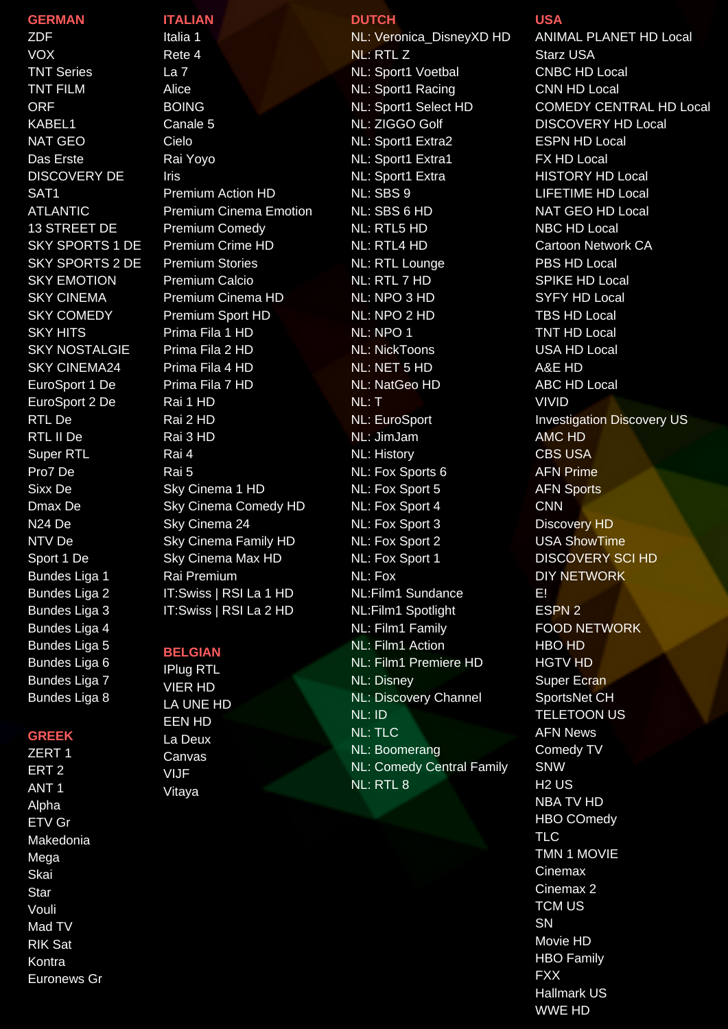## GERMAN

ZDF
VOX
TNT Series
TNT FILM
ORF
KABEL1
NAT GEO
Das Erste
DISCOVERY DE
SAT1
ATLANTIC
13 STREET DE
SKY SPORTS 1 DE
SKY SPORTS 2 DE
SKY EMOTION
SKY CINEMA
SKY COMEDY
SKY HITS
SKY NOSTALGIE
SKY CINEMA24
EuroSport 1 De
EuroSport 2 De
RTL De
RTL II De
Super RTL
Pro7 De
Sixx De
Dmax De
N24 De
NTV De
Sport 1 De
Bundes Liga 1
Bundes Liga 2
Bundes Liga 3
Bundes Liga 4
Bundes Liga 5
Bundes Liga 6
Bundes Liga 7
Bundes Liga 8

## GREEK

ZERT 1
ERT 2
ANT 1
Alpha
ETV Gr
Makedonia
Mega
Skai
Star
Vouli
Mad TV
RIK Sat
Kontra
Euronews Gr

## ITALIAN

Italia 1
Rete 4
La 7
Alice
BOING
Canale 5
Cielo
Rai Yoyo
Iris
Premium Action HD
Premium Cinema Emotion
Premium Comedy
Premium Crime HD
Premium Stories
Premium Calcio
Premium Cinema HD
Premium Sport HD
Prima Fila 1 HD
Prima Fila 2 HD
Prima Fila 4 HD
Prima Fila 7 HD
Rai 1 HD
Rai 2 HD
Rai 3 HD
Rai 4
Rai 5
Sky Cinema 1 HD
Sky Cinema Comedy HD
Sky Cinema 24
Sky Cinema Family HD
Sky Cinema Max HD
Rai Premium
IT:Swiss | RSI La 1 HD
IT:Swiss | RSI La 2 HD

## BELGIAN

IPlug RTL
VIER HD
LA UNE HD
EEN HD
La Deux
Canvas
VIJF
Vitaya

## DUTCH

NL: Veronica_DisneyXD HD
NL: RTL Z
NL: Sport1 Voetbal
NL: Sport1 Racing
NL: Sport1 Select HD
NL: ZIGGO Golf
NL: Sport1 Extra2
NL: Sport1 Extra1
NL: Sport1 Extra
NL: SBS 9
NL: SBS 6 HD
NL: RTL5 HD
NL: RTL4 HD
NL: RTL Lounge
NL: RTL 7 HD
NL: NPO 3 HD
NL: NPO 2 HD
NL: NPO 1
NL: NickToons
NL: NET 5 HD
NL: NatGeo HD
NL: T
NL: EuroSport
NL: JimJam
NL: History
NL: Fox Sports 6
NL: Fox Sport 5
NL: Fox Sport 4
NL: Fox Sport 3
NL: Fox Sport 2
NL: Fox Sport 1
NL: Fox
NL:Film1 Sundance
NL:Film1 Spotlight
NL: Film1 Family
NL: Film1 Action
NL: Film1 Premiere HD
NL: Disney
NL: Discovery Channel
NL: ID
NL: TLC
NL: Boomerang
NL: Comedy Central Family
NL: RTL 8

## USA

ANIMAL PLANET HD Local
Starz USA
CNBC HD Local
CNN HD Local
COMEDY CENTRAL HD Local
DISCOVERY HD Local
ESPN HD Local
FX HD Local
HISTORY HD Local
LIFETIME HD Local
NAT GEO HD Local
NBC HD Local
Cartoon Network CA
PBS HD Local
SPIKE HD Local
SYFY HD Local
TBS HD Local
TNT HD Local
USA HD Local
A&E HD
ABC HD Local
VIVID
Investigation Discovery US
AMC HD
CBS USA
AFN Prime
AFN Sports
CNN
Discovery HD
USA ShowTime
DISCOVERY SCI HD
DIY NETWORK
E!
ESPN 2
FOOD NETWORK
HBO HD
HGTV HD
Super Ecran
SportsNet CH
TELETOON US
AFN News
Comedy TV
SNW
H2 US
NBA TV HD
HBO COmedy
TLC
TMN 1 MOVIE
Cinemax
Cinemax 2
TCM US
SN
Movie HD
HBO Family
FXX
Hallmark US
WWE HD